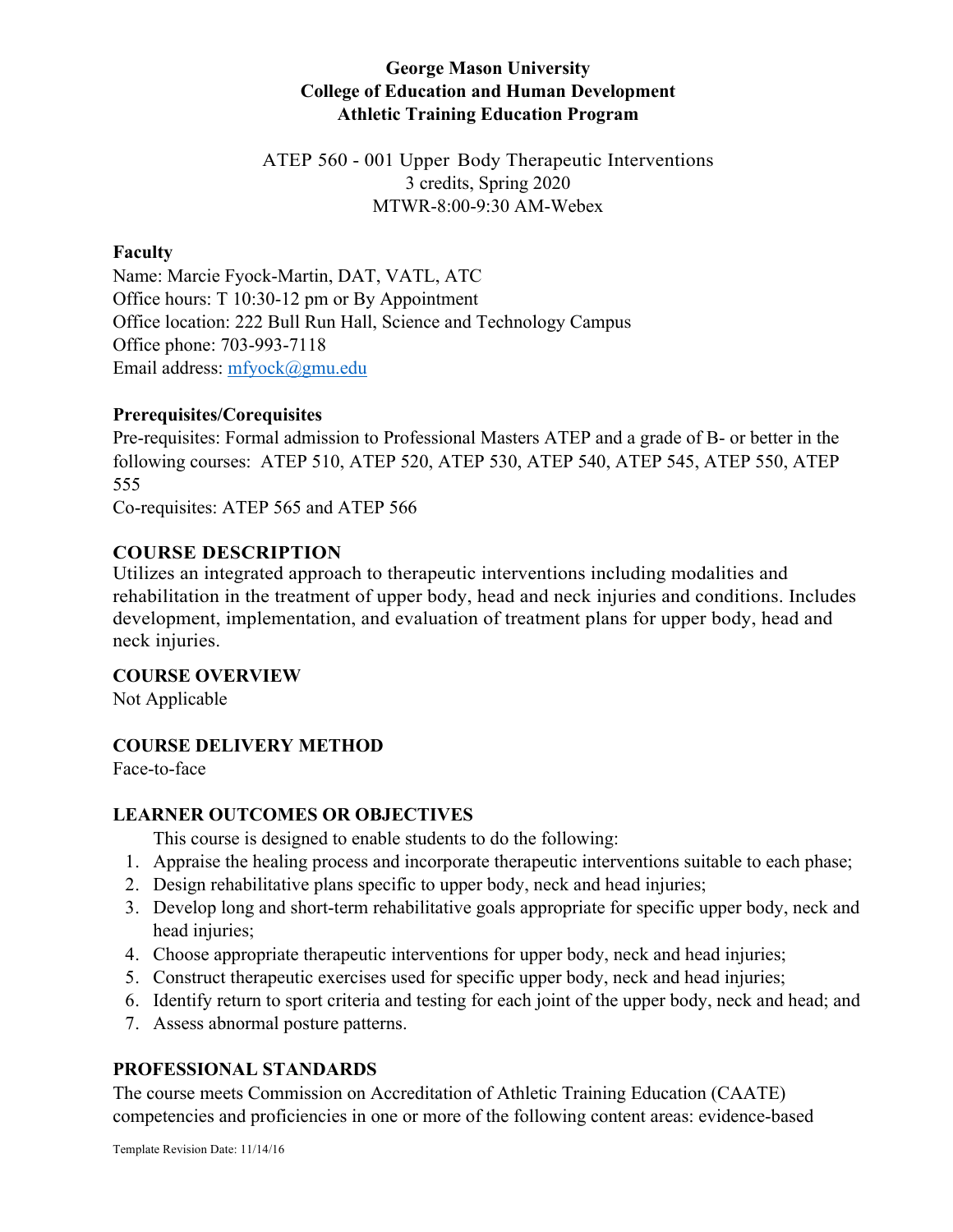**George Mason University**
**College of Education and Human Development**
**Athletic Training Education Program**

ATEP 560 - 001 Upper Body Therapeutic Interventions
3 credits, Spring 2020
MTWR-8:00-9:30 AM-Webex

### Faculty

Name: Marcie Fyock-Martin, DAT, VATL, ATC
Office hours: T 10:30-12 pm or By Appointment
Office location: 222 Bull Run Hall, Science and Technology Campus
Office phone: 703-993-7118
Email address: mfyock@gmu.edu

### Prerequisites/Corequisites

Pre-requisites: Formal admission to Professional Masters ATEP and a grade of B- or better in the following courses: ATEP 510, ATEP 520, ATEP 530, ATEP 540, ATEP 545, ATEP 550, ATEP 555
Co-requisites: ATEP 565 and ATEP 566

## COURSE DESCRIPTION

Utilizes an integrated approach to therapeutic interventions including modalities and rehabilitation in the treatment of upper body, head and neck injuries and conditions. Includes development, implementation, and evaluation of treatment plans for upper body, head and neck injuries.

## COURSE OVERVIEW

Not Applicable

## COURSE DELIVERY METHOD

Face-to-face

## LEARNER OUTCOMES OR OBJECTIVES

This course is designed to enable students to do the following:

1. Appraise the healing process and incorporate therapeutic interventions suitable to each phase;
2. Design rehabilitative plans specific to upper body, neck and head injuries;
3. Develop long and short-term rehabilitative goals appropriate for specific upper body, neck and head injuries;
4. Choose appropriate therapeutic interventions for upper body, neck and head injuries;
5. Construct therapeutic exercises used for specific upper body, neck and head injuries;
6. Identify return to sport criteria and testing for each joint of the upper body, neck and head; and
7. Assess abnormal posture patterns.

## PROFESSIONAL STANDARDS

The course meets Commission on Accreditation of Athletic Training Education (CAATE) competencies and proficiencies in one or more of the following content areas: evidence-based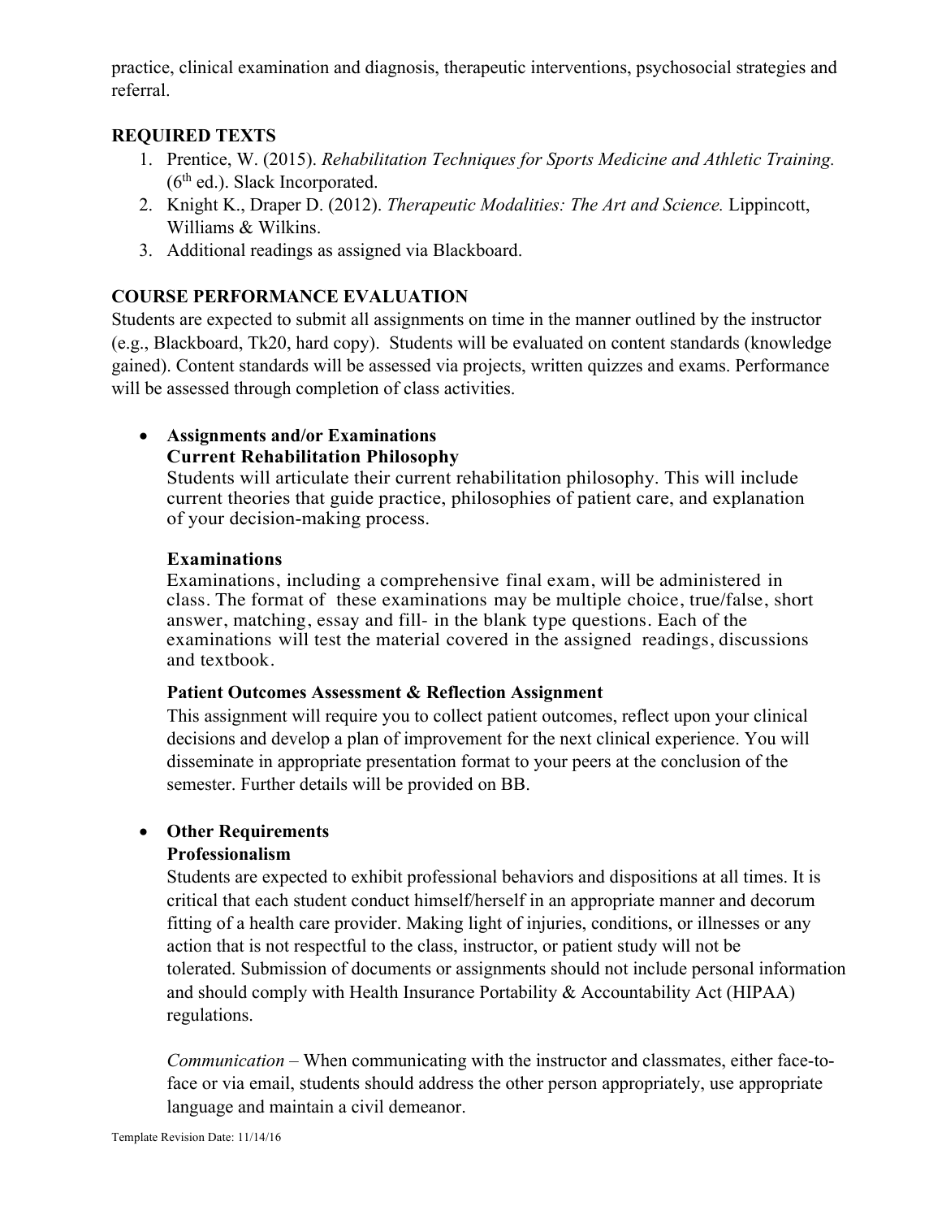practice, clinical examination and diagnosis, therapeutic interventions, psychosocial strategies and referral.

## REQUIRED TEXTS

1. Prentice, W. (2015). *Rehabilitation Techniques for Sports Medicine and Athletic Training.* (6th ed.). Slack Incorporated.
2. Knight K., Draper D. (2012). *Therapeutic Modalities: The Art and Science.* Lippincott, Williams & Wilkins.
3. Additional readings as assigned via Blackboard.

## COURSE PERFORMANCE EVALUATION

Students are expected to submit all assignments on time in the manner outlined by the instructor (e.g., Blackboard, Tk20, hard copy). Students will be evaluated on content standards (knowledge gained). Content standards will be assessed via projects, written quizzes and exams. Performance will be assessed through completion of class activities.

- **Assignments and/or Examinations**

  **Current Rehabilitation Philosophy**

  Students will articulate their current rehabilitation philosophy. This will include current theories that guide practice, philosophies of patient care, and explanation of your decision-making process.

  **Examinations**

  Examinations, including a comprehensive final exam, will be administered in class. The format of these examinations may be multiple choice, true/false, short answer, matching, essay and fill- in the blank type questions. Each of the examinations will test the material covered in the assigned readings, discussions and textbook.

  **Patient Outcomes Assessment & Reflection Assignment**

  This assignment will require you to collect patient outcomes, reflect upon your clinical decisions and develop a plan of improvement for the next clinical experience. You will disseminate in appropriate presentation format to your peers at the conclusion of the semester. Further details will be provided on BB.

- **Other Requirements**

  **Professionalism**

  Students are expected to exhibit professional behaviors and dispositions at all times. It is critical that each student conduct himself/herself in an appropriate manner and decorum fitting of a health care provider. Making light of injuries, conditions, or illnesses or any action that is not respectful to the class, instructor, or patient study will not be tolerated. Submission of documents or assignments should not include personal information and should comply with Health Insurance Portability & Accountability Act (HIPAA) regulations.

  *Communication* – When communicating with the instructor and classmates, either face-to-face or via email, students should address the other person appropriately, use appropriate language and maintain a civil demeanor.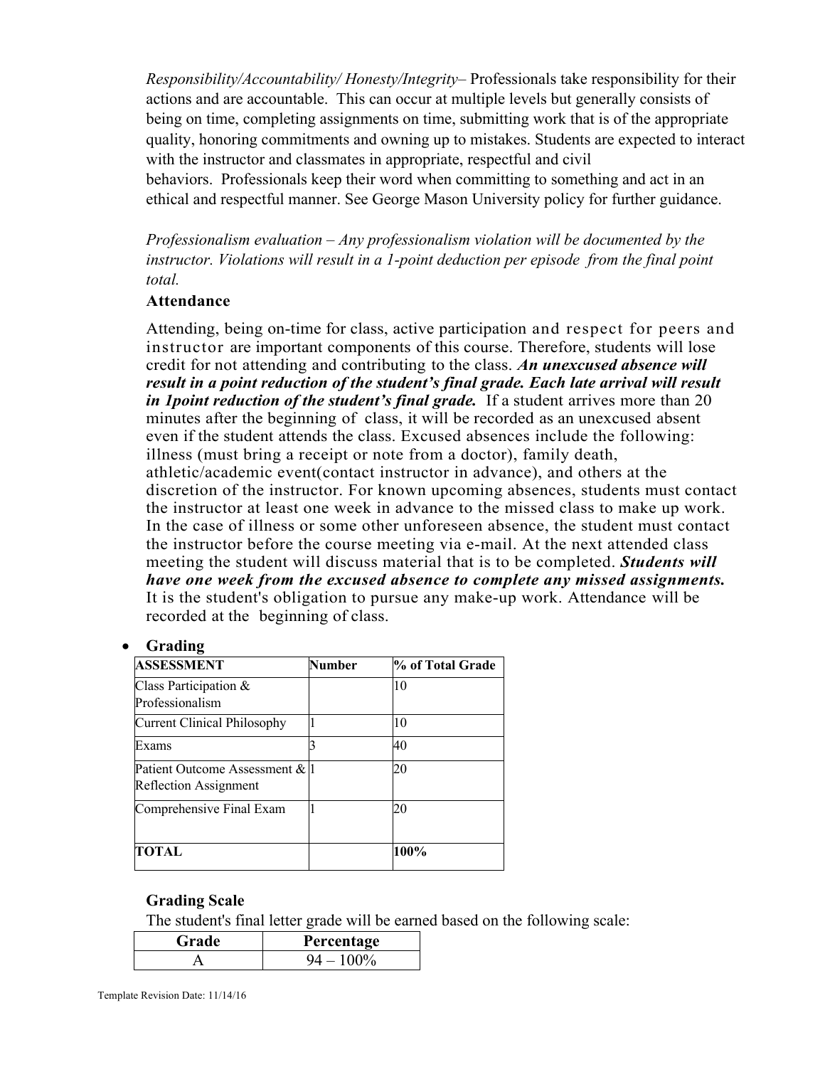*Responsibility/Accountability/ Honesty/Integrity*– Professionals take responsibility for their actions and are accountable. This can occur at multiple levels but generally consists of being on time, completing assignments on time, submitting work that is of the appropriate quality, honoring commitments and owning up to mistakes. Students are expected to interact with the instructor and classmates in appropriate, respectful and civil behaviors. Professionals keep their word when committing to something and act in an ethical and respectful manner. See George Mason University policy for further guidance.

*Professionalism evaluation – Any professionalism violation will be documented by the instructor. Violations will result in a 1-point deduction per episode from the final point total.*

**Attendance**

Attending, being on-time for class, active participation and respect for peers and instructor are important components of this course. Therefore, students will lose credit for not attending and contributing to the class. ***An unexcused absence will result in a point reduction of the student's final grade. Each late arrival will result in 1point reduction of the student's final grade.*** If a student arrives more than 20 minutes after the beginning of class, it will be recorded as an unexcused absent even if the student attends the class. Excused absences include the following: illness (must bring a receipt or note from a doctor), family death, athletic/academic event(contact instructor in advance), and others at the discretion of the instructor. For known upcoming absences, students must contact the instructor at least one week in advance to the missed class to make up work. In the case of illness or some other unforeseen absence, the student must contact the instructor before the course meeting via e-mail. At the next attended class meeting the student will discuss material that is to be completed. ***Students will have one week from the excused absence to complete any missed assignments.*** It is the student's obligation to pursue any make-up work. Attendance will be recorded at the beginning of class.

- **Grading**

| ASSESSMENT | Number | % of Total Grade |
|---|---|---|
| Class Participation & Professionalism | | 10 |
| Current Clinical Philosophy | 1 | 10 |
| Exams | 3 | 40 |
| Patient Outcome Assessment & Reflection Assignment | 1 | 20 |
| Comprehensive Final Exam | 1 | 20 |
| **TOTAL** | | **100%** |

**Grading Scale**

The student's final letter grade will be earned based on the following scale:

| Grade | Percentage |
|---|---|
| A | 94 – 100% |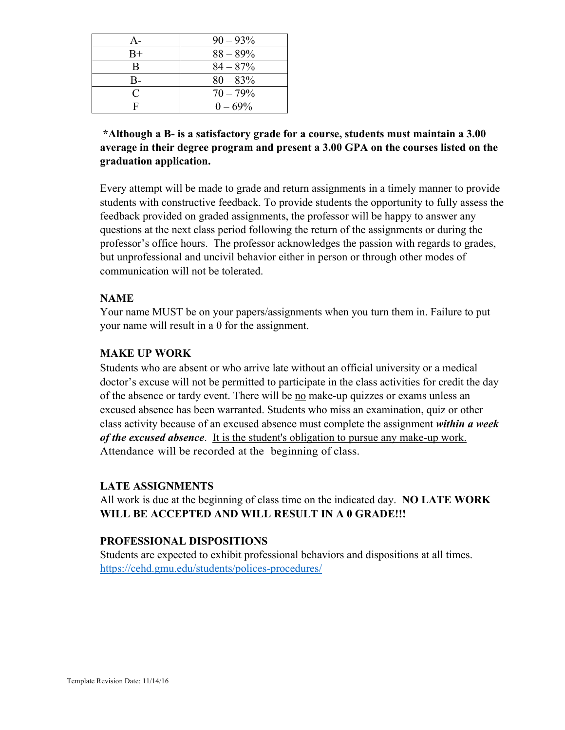| A- | 90 – 93% |
|---|---|
| B+ | 88 – 89% |
| B | 84 – 87% |
| B- | 80 – 83% |
| C | 70 – 79% |
| F | 0 – 69% |

**\*Although a B- is a satisfactory grade for a course, students must maintain a 3.00 average in their degree program and present a 3.00 GPA on the courses listed on the graduation application.**

Every attempt will be made to grade and return assignments in a timely manner to provide students with constructive feedback. To provide students the opportunity to fully assess the feedback provided on graded assignments, the professor will be happy to answer any questions at the next class period following the return of the assignments or during the professor's office hours. The professor acknowledges the passion with regards to grades, but unprofessional and uncivil behavior either in person or through other modes of communication will not be tolerated.

**NAME**

Your name MUST be on your papers/assignments when you turn them in. Failure to put your name will result in a 0 for the assignment.

**MAKE UP WORK**

Students who are absent or who arrive late without an official university or a medical doctor's excuse will not be permitted to participate in the class activities for credit the day of the absence or tardy event. There will be <u>no</u> make-up quizzes or exams unless an excused absence has been warranted. Students who miss an examination, quiz or other class activity because of an excused absence must complete the assignment ***within a week of the excused absence***. <u>It is the student's obligation to pursue any make-up work.</u> Attendance will be recorded at the beginning of class.

**LATE ASSIGNMENTS**

All work is due at the beginning of class time on the indicated day. **NO LATE WORK WILL BE ACCEPTED AND WILL RESULT IN A 0 GRADE!!!**

**PROFESSIONAL DISPOSITIONS**

Students are expected to exhibit professional behaviors and dispositions at all times. https://cehd.gmu.edu/students/polices-procedures/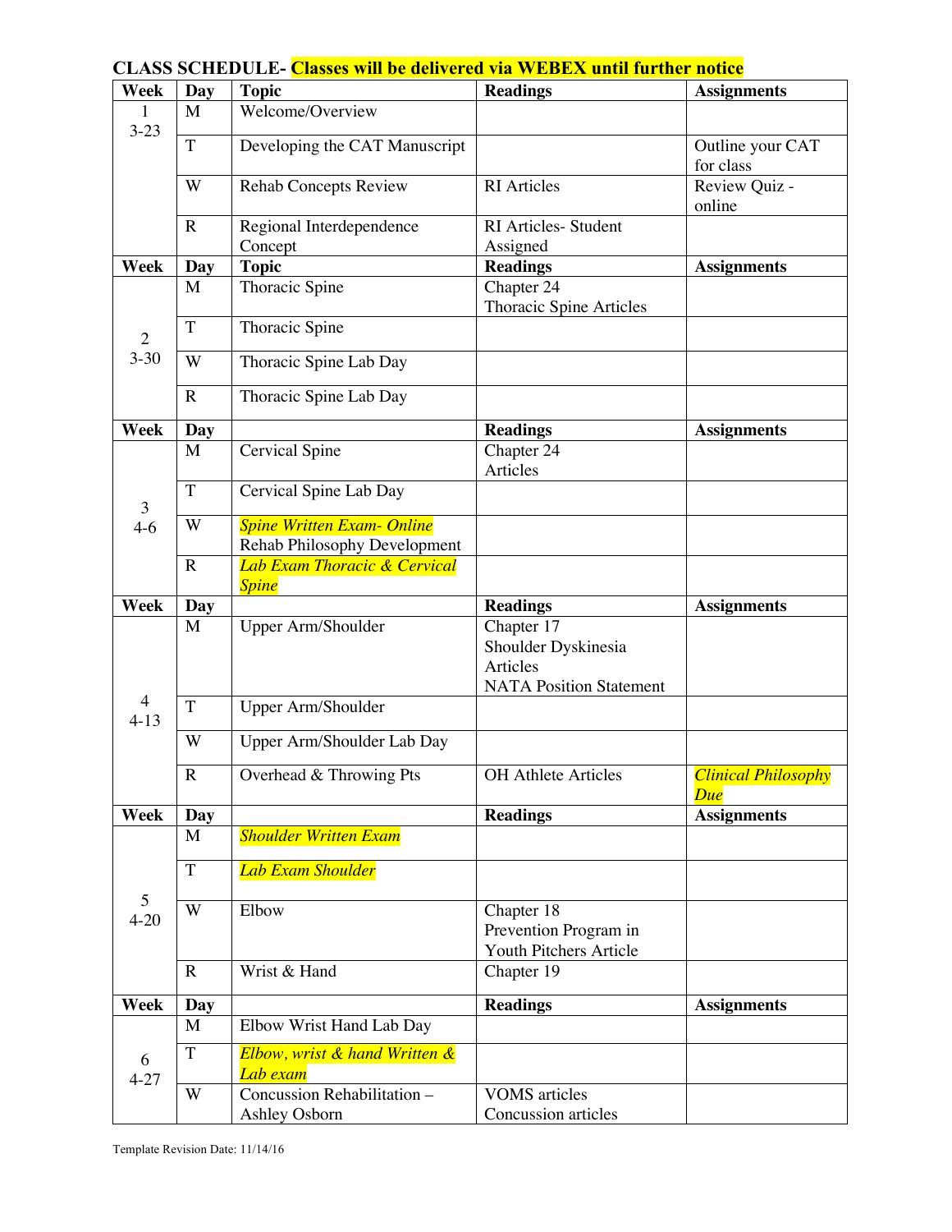**CLASS SCHEDULE- Classes will be delivered via WEBEX until further notice**

| Week | Day | Topic | Readings | Assignments |
|---|---|---|---|---|
| 1<br>3-23 | M | Welcome/Overview | | |
| | T | Developing the CAT Manuscript | | Outline your CAT for class |
| | W | Rehab Concepts Review | RI Articles | Review Quiz - online |
| | R | Regional Interdependence Concept | RI Articles- Student Assigned | |
| **Week** | **Day** | **Topic** | **Readings** | **Assignments** |
| 2<br>3-30 | M | Thoracic Spine | Chapter 24<br>Thoracic Spine Articles | |
| | T | Thoracic Spine | | |
| | W | Thoracic Spine Lab Day | | |
| | R | Thoracic Spine Lab Day | | |
| **Week** | **Day** | | **Readings** | **Assignments** |
| 3<br>4-6 | M | Cervical Spine | Chapter 24<br>Articles | |
| | T | Cervical Spine Lab Day | | |
| | W | *Spine Written Exam- Online*<br>Rehab Philosophy Development | | |
| | R | *Lab Exam Thoracic & Cervical Spine* | | |
| **Week** | **Day** | | **Readings** | **Assignments** |
| 4<br>4-13 | M | Upper Arm/Shoulder | Chapter 17<br>Shoulder Dyskinesia Articles<br>NATA Position Statement | |
| | T | Upper Arm/Shoulder | | |
| | W | Upper Arm/Shoulder Lab Day | | |
| | R | Overhead & Throwing Pts | OH Athlete Articles | *Clinical Philosophy Due* |
| **Week** | **Day** | | **Readings** | **Assignments** |
| 5<br>4-20 | M | *Shoulder Written Exam* | | |
| | T | *Lab Exam Shoulder* | | |
| | W | Elbow | Chapter 18<br>Prevention Program in Youth Pitchers Article | |
| | R | Wrist & Hand | Chapter 19 | |
| **Week** | **Day** | | **Readings** | **Assignments** |
| 6<br>4-27 | M | Elbow Wrist Hand Lab Day | | |
| | T | *Elbow, wrist & hand Written & Lab exam* | | |
| | W | Concussion Rehabilitation – Ashley Osborn | VOMS articles<br>Concussion articles | |

Template Revision Date: 11/14/16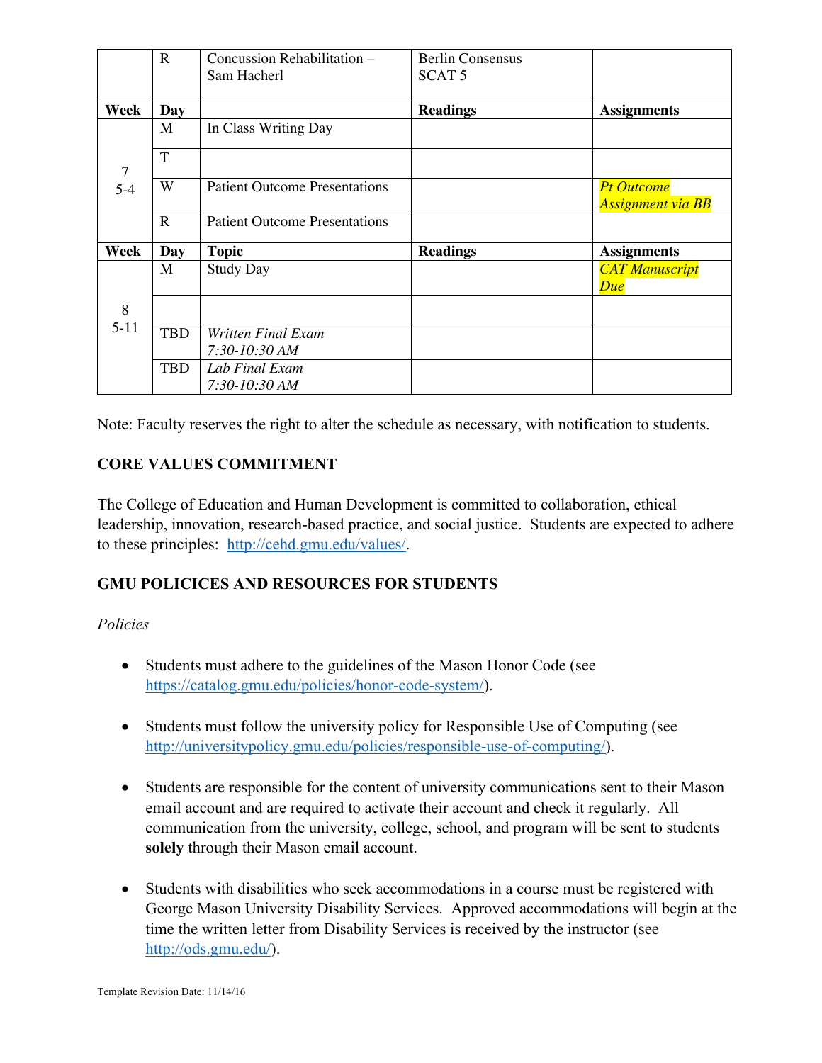| Week | Day | Topic | Readings | Assignments |
|---|---|---|---|---|
| | R | Concussion Rehabilitation – Sam Hacherl | Berlin Consensus SCAT 5 | |
| **Week** | **Day** | | **Readings** | **Assignments** |
| 7 5-4 | M | In Class Writing Day | | |
| | T | | | |
| | W | Patient Outcome Presentations | | *Pt Outcome Assignment via BB* |
| | R | Patient Outcome Presentations | | |
| **Week** | **Day** | **Topic** | **Readings** | **Assignments** |
| 8 5-11 | M | Study Day | | *CAT Manuscript Due* |
| | | | | |
| | TBD | *Written Final Exam 7:30-10:30 AM* | | |
| | TBD | *Lab Final Exam 7:30-10:30 AM* | | |

Note: Faculty reserves the right to alter the schedule as necessary, with notification to students.

## CORE VALUES COMMITMENT

The College of Education and Human Development is committed to collaboration, ethical leadership, innovation, research-based practice, and social justice. Students are expected to adhere to these principles: http://cehd.gmu.edu/values/.

## GMU POLICICES AND RESOURCES FOR STUDENTS

*Policies*

- Students must adhere to the guidelines of the Mason Honor Code (see https://catalog.gmu.edu/policies/honor-code-system/).

- Students must follow the university policy for Responsible Use of Computing (see http://universitypolicy.gmu.edu/policies/responsible-use-of-computing/).

- Students are responsible for the content of university communications sent to their Mason email account and are required to activate their account and check it regularly. All communication from the university, college, school, and program will be sent to students **solely** through their Mason email account.

- Students with disabilities who seek accommodations in a course must be registered with George Mason University Disability Services. Approved accommodations will begin at the time the written letter from Disability Services is received by the instructor (see http://ods.gmu.edu/).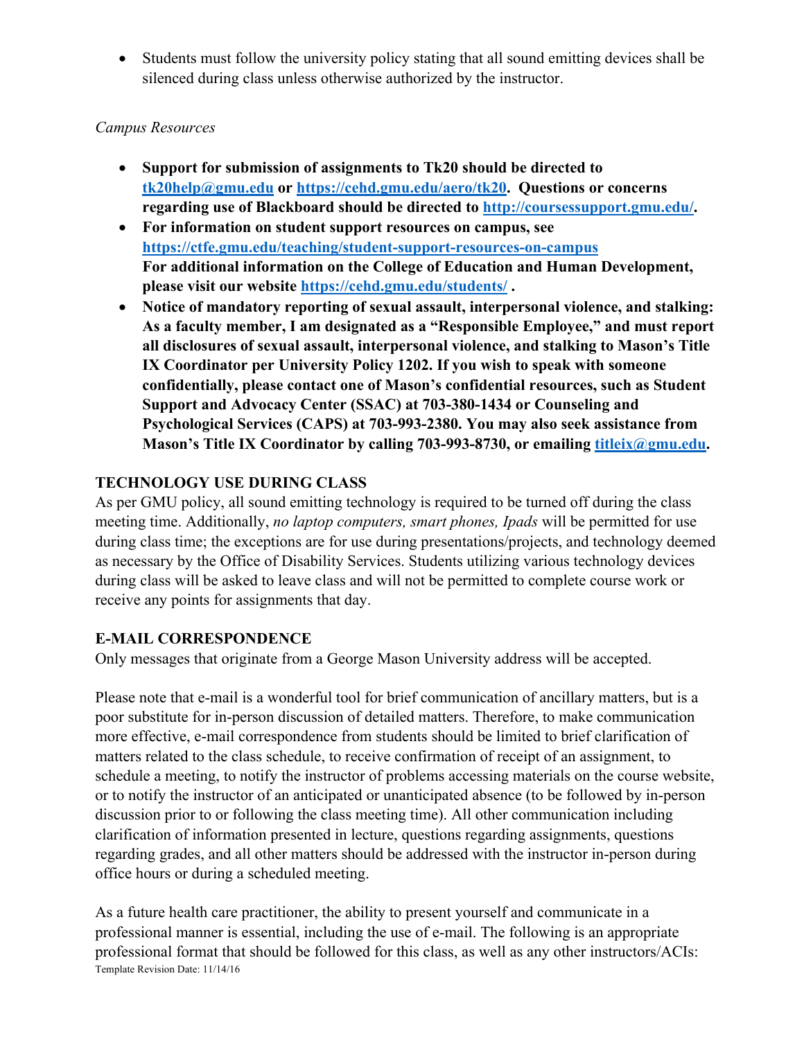- Students must follow the university policy stating that all sound emitting devices shall be silenced during class unless otherwise authorized by the instructor.

*Campus Resources*

- **Support for submission of assignments to Tk20 should be directed to [tk20help@gmu.edu](mailto:tk20help@gmu.edu) or [https://cehd.gmu.edu/aero/tk20](https://cehd.gmu.edu/aero/tk20). Questions or concerns regarding use of Blackboard should be directed to [http://coursessupport.gmu.edu/](http://coursessupport.gmu.edu/).**
- **For information on student support resources on campus, see [https://ctfe.gmu.edu/teaching/student-support-resources-on-campus](https://ctfe.gmu.edu/teaching/student-support-resources-on-campus)**
  **For additional information on the College of Education and Human Development, please visit our website [https://cehd.gmu.edu/students/](https://cehd.gmu.edu/students/) .**
- **Notice of mandatory reporting of sexual assault, interpersonal violence, and stalking: As a faculty member, I am designated as a "Responsible Employee," and must report all disclosures of sexual assault, interpersonal violence, and stalking to Mason's Title IX Coordinator per University Policy 1202. If you wish to speak with someone confidentially, please contact one of Mason's confidential resources, such as Student Support and Advocacy Center (SSAC) at 703-380-1434 or Counseling and Psychological Services (CAPS) at 703-993-2380. You may also seek assistance from Mason's Title IX Coordinator by calling 703-993-8730, or emailing [titleix@gmu.edu](mailto:titleix@gmu.edu).**

## TECHNOLOGY USE DURING CLASS

As per GMU policy, all sound emitting technology is required to be turned off during the class meeting time. Additionally, *no laptop computers, smart phones, Ipads* will be permitted for use during class time; the exceptions are for use during presentations/projects, and technology deemed as necessary by the Office of Disability Services. Students utilizing various technology devices during class will be asked to leave class and will not be permitted to complete course work or receive any points for assignments that day.

## E-MAIL CORRESPONDENCE

Only messages that originate from a George Mason University address will be accepted.

Please note that e-mail is a wonderful tool for brief communication of ancillary matters, but is a poor substitute for in-person discussion of detailed matters. Therefore, to make communication more effective, e-mail correspondence from students should be limited to brief clarification of matters related to the class schedule, to receive confirmation of receipt of an assignment, to schedule a meeting, to notify the instructor of problems accessing materials on the course website, or to notify the instructor of an anticipated or unanticipated absence (to be followed by in-person discussion prior to or following the class meeting time). All other communication including clarification of information presented in lecture, questions regarding assignments, questions regarding grades, and all other matters should be addressed with the instructor in-person during office hours or during a scheduled meeting.

As a future health care practitioner, the ability to present yourself and communicate in a professional manner is essential, including the use of e-mail. The following is an appropriate professional format that should be followed for this class, as well as any other instructors/ACIs: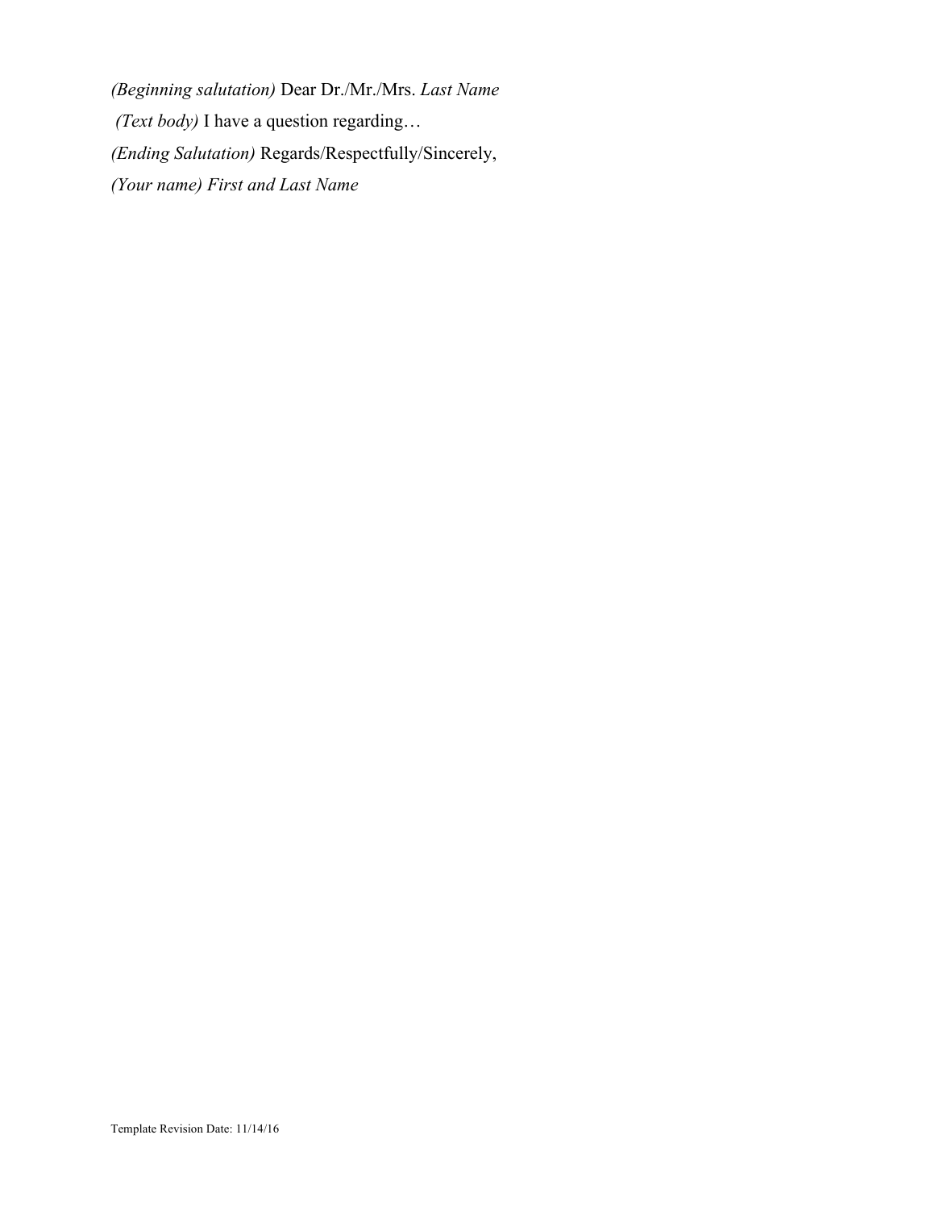*(Beginning salutation)* Dear Dr./Mr./Mrs. *Last Name*

*(Text body)* I have a question regarding…

*(Ending Salutation)* Regards/Respectfully/Sincerely,

*(Your name) First and Last Name*

Template Revision Date: 11/14/16